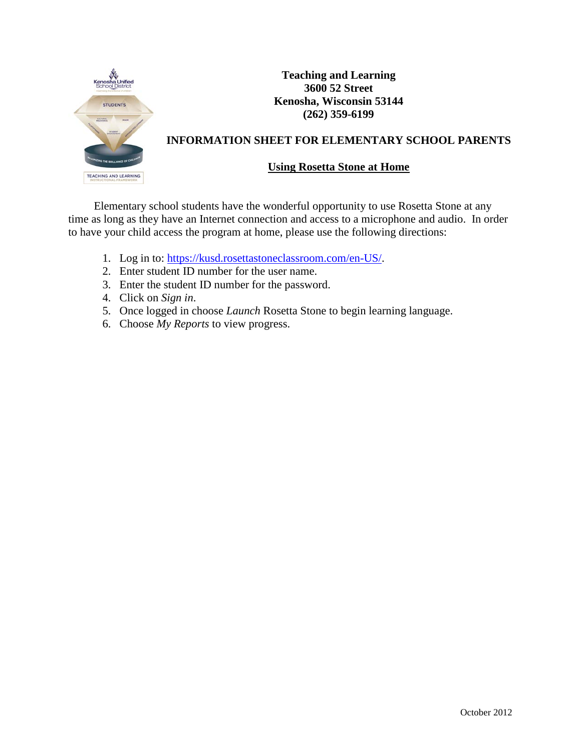**Teaching and Learning**
**3600 52 Street**
**Kenosha, Wisconsin 53144**
**(262) 359-6199**

# INFORMATION SHEET FOR ELEMENTARY SCHOOL PARENTS

## Using Rosetta Stone at Home

Elementary school students have the wonderful opportunity to use Rosetta Stone at any time as long as they have an Internet connection and access to a microphone and audio. In order to have your child access the program at home, please use the following directions:

1. Log in to: https://kusd.rosettastoneclassroom.com/en-US/.
2. Enter student ID number for the user name.
3. Enter the student ID number for the password.
4. Click on *Sign in*.
5. Once logged in choose *Launch* Rosetta Stone to begin learning language.
6. Choose *My Reports* to view progress.

October 2012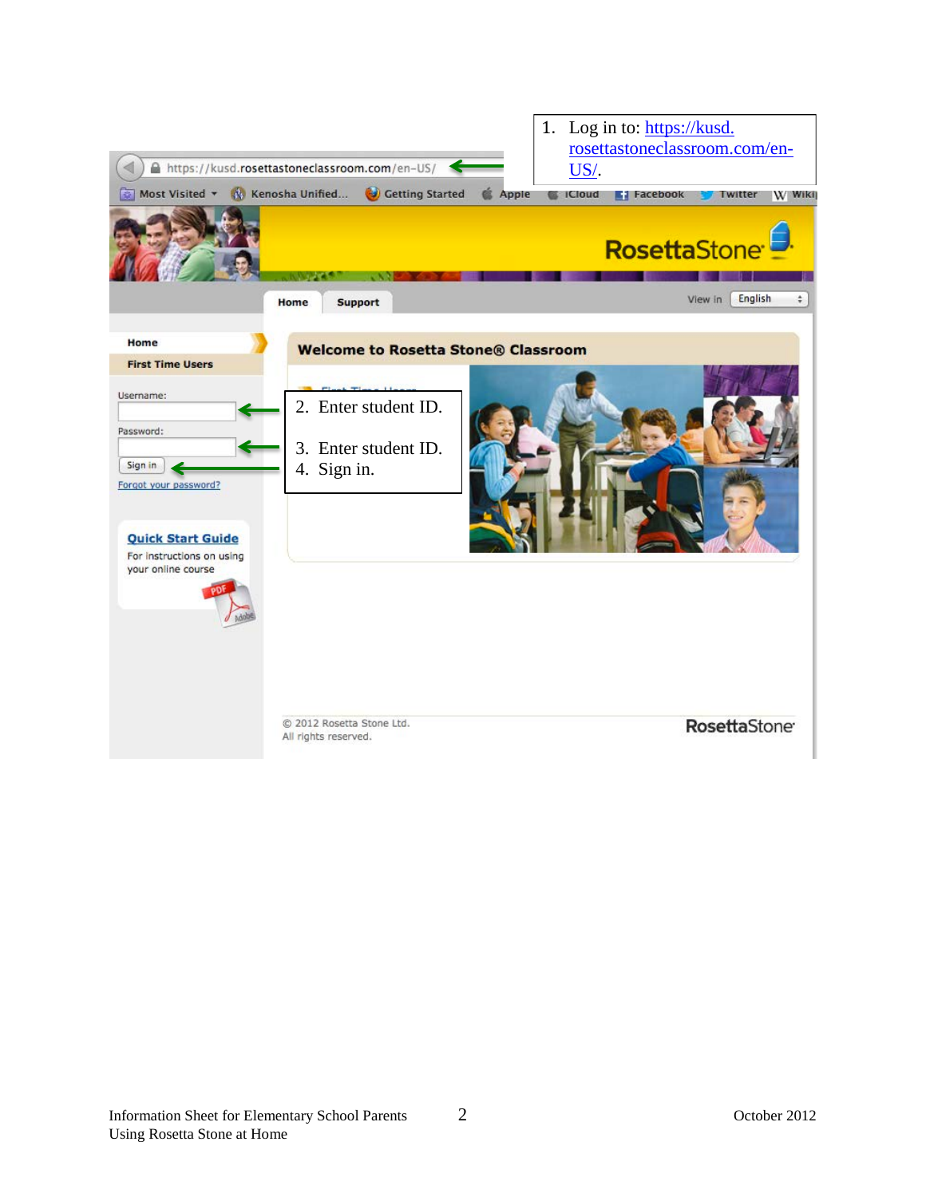1. Log in to: https://kusd.rosettastoneclassroom.com/en-US/.

2. Enter student ID.

3. Enter student ID.
4. Sign in.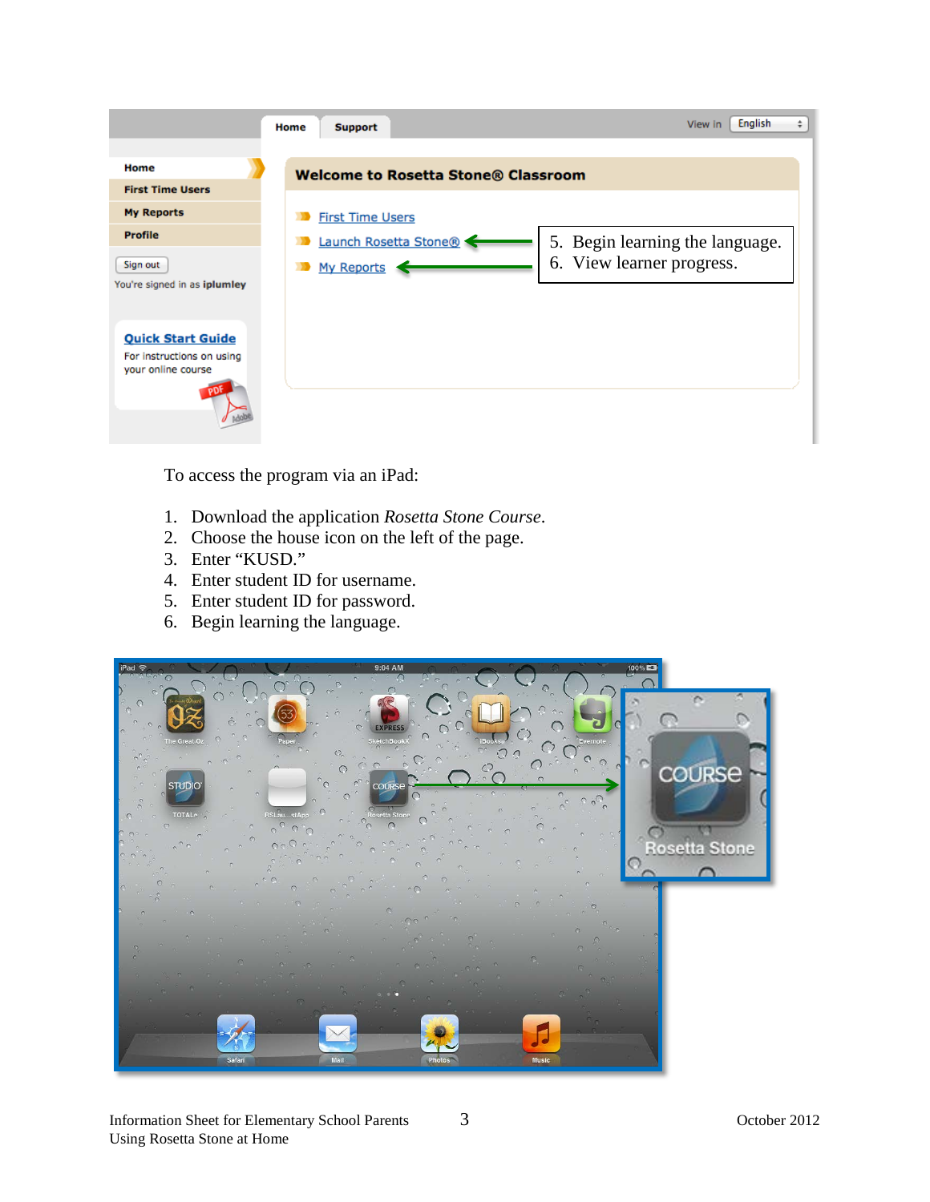5. Begin learning the language.
6. View learner progress.

To access the program via an iPad:

1. Download the application *Rosetta Stone Course*.
2. Choose the house icon on the left of the page.
3. Enter "KUSD."
4. Enter student ID for username.
5. Enter student ID for password.
6. Begin learning the language.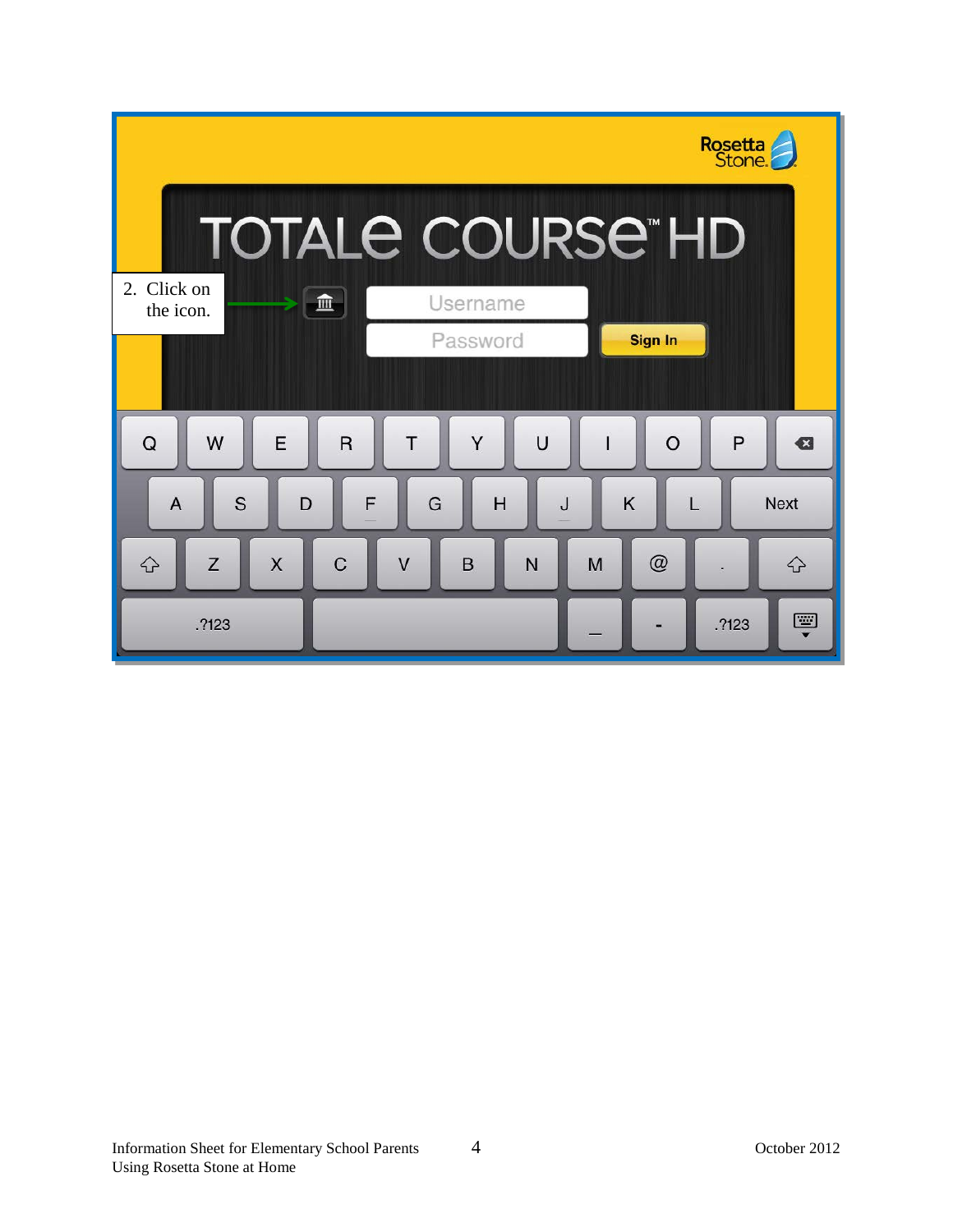2. Click on the icon.

Rosetta Stone

TOTALe COURSE™ HD

Username

Password

Sign In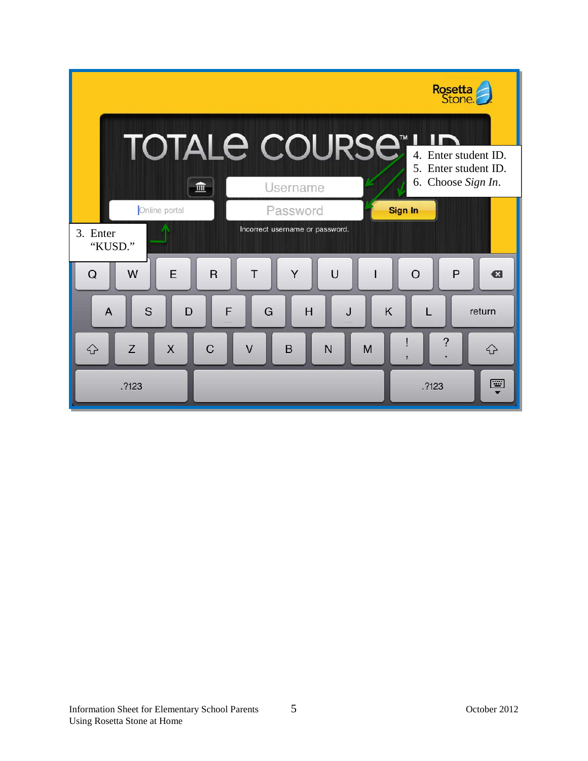3. Enter "KUSD."

4. Enter student ID.
5. Enter student ID.
6. Choose *Sign In*.